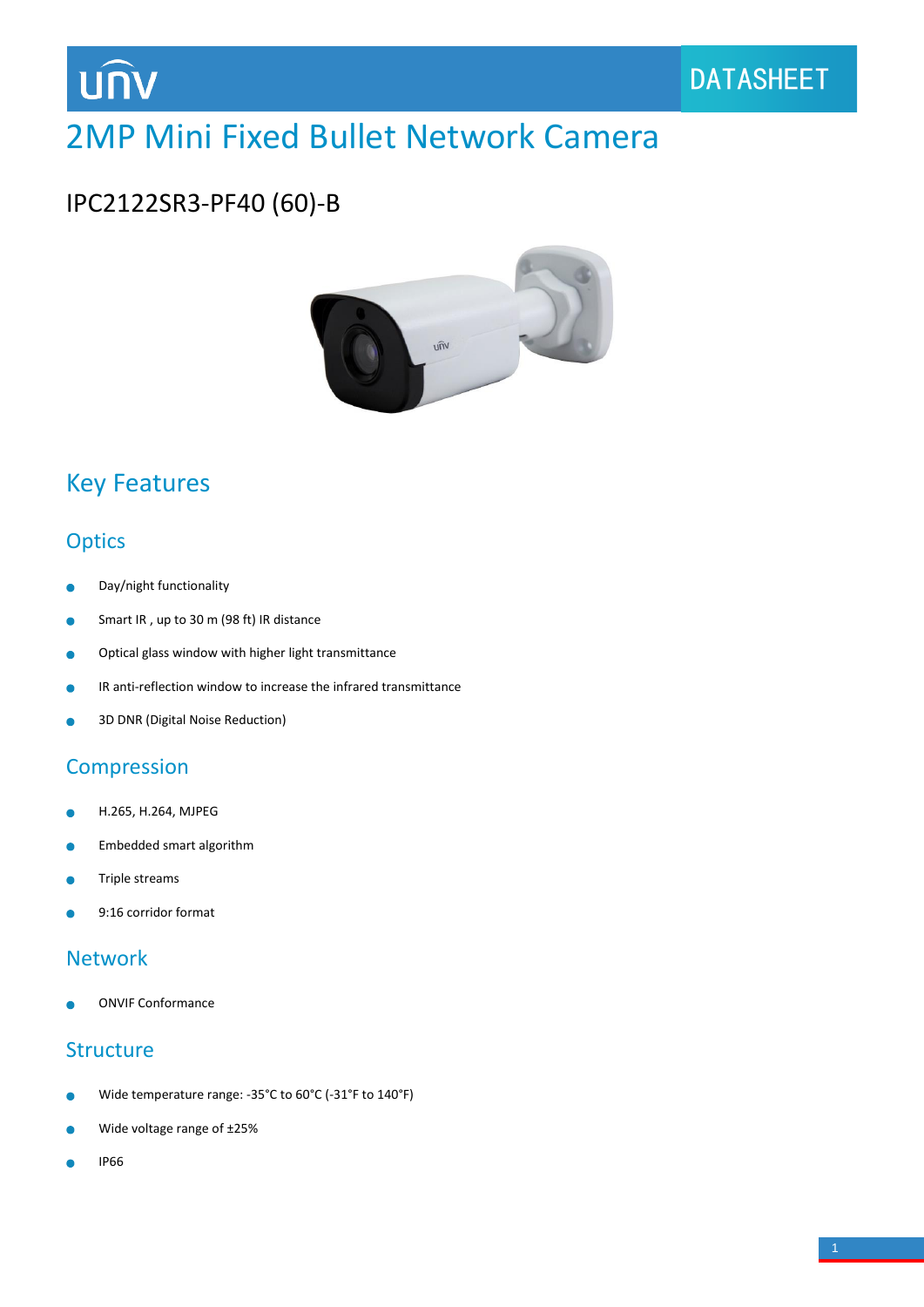unv

DATASHEET

# 2MP Mini Fixed Bullet Network Camera

## IPC2122SR3-PF40 (60)-B

## Key Features

### Optics

- Day/night functionality
- Smart IR , up to 30 m (98 ft) IR distance
- Optical glass window with higher light transmittance
- IR anti-reflection window to increase the infrared transmittance
- 3D DNR (Digital Noise Reduction)

### Compression

- H.265, H.264, MJPEG
- Embedded smart algorithm
- Triple streams
- 9:16 corridor format

### Network

- ONVIF Conformance

### Structure

- Wide temperature range: -35°C to 60°C (-31°F to 140°F)
- Wide voltage range of ±25%
- IP66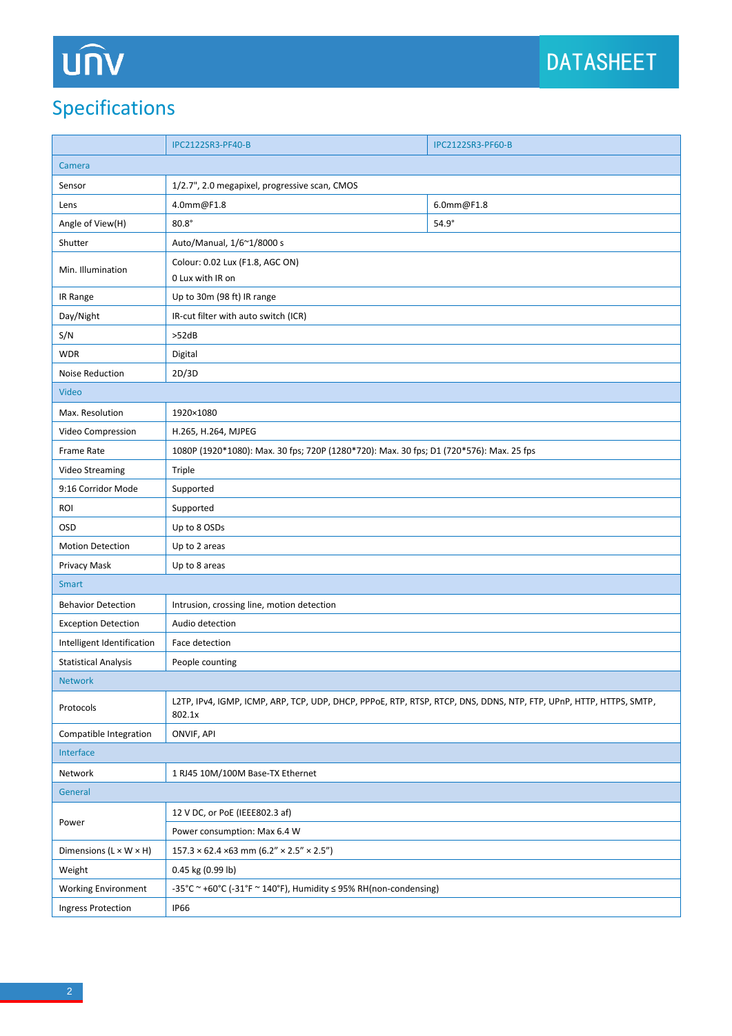## Specifications

| | IPC2122SR3-PF40-B | IPC2122SR3-PF60-B |
|---|---|---|
| **Camera** | | |
| Sensor | 1/2.7", 2.0 megapixel, progressive scan, CMOS | |
| Lens | 4.0mm@F1.8 | 6.0mm@F1.8 |
| Angle of View(H) | 80.8° | 54.9° |
| Shutter | Auto/Manual, 1/6~1/8000 s | |
| Min. Illumination | Colour: 0.02 Lux (F1.8, AGC ON)<br>0 Lux with IR on | |
| IR Range | Up to 30m (98 ft) IR range | |
| Day/Night | IR-cut filter with auto switch (ICR) | |
| S/N | >52dB | |
| WDR | Digital | |
| Noise Reduction | 2D/3D | |
| **Video** | | |
| Max. Resolution | 1920×1080 | |
| Video Compression | H.265, H.264, MJPEG | |
| Frame Rate | 1080P (1920*1080): Max. 30 fps; 720P (1280*720): Max. 30 fps; D1 (720*576): Max. 25 fps | |
| Video Streaming | Triple | |
| 9:16 Corridor Mode | Supported | |
| ROI | Supported | |
| OSD | Up to 8 OSDs | |
| Motion Detection | Up to 2 areas | |
| Privacy Mask | Up to 8 areas | |
| **Smart** | | |
| Behavior Detection | Intrusion, crossing line, motion detection | |
| Exception Detection | Audio detection | |
| Intelligent Identification | Face detection | |
| Statistical Analysis | People counting | |
| **Network** | | |
| Protocols | L2TP, IPv4, IGMP, ICMP, ARP, TCP, UDP, DHCP, PPPoE, RTP, RTSP, RTCP, DNS, DDNS, NTP, FTP, UPnP, HTTP, HTTPS, SMTP, 802.1x | |
| Compatible Integration | ONVIF, API | |
| **Interface** | | |
| Network | 1 RJ45 10M/100M Base-TX Ethernet | |
| **General** | | |
| Power | 12 V DC, or PoE (IEEE802.3 af)<br>Power consumption: Max 6.4 W | |
| Dimensions (L × W × H) | 157.3 × 62.4 ×63 mm (6.2" × 2.5" × 2.5") | |
| Weight | 0.45 kg (0.99 lb) | |
| Working Environment | -35°C ~ +60°C (-31°F ~ 140°F), Humidity ≤ 95% RH(non-condensing) | |
| Ingress Protection | IP66 | |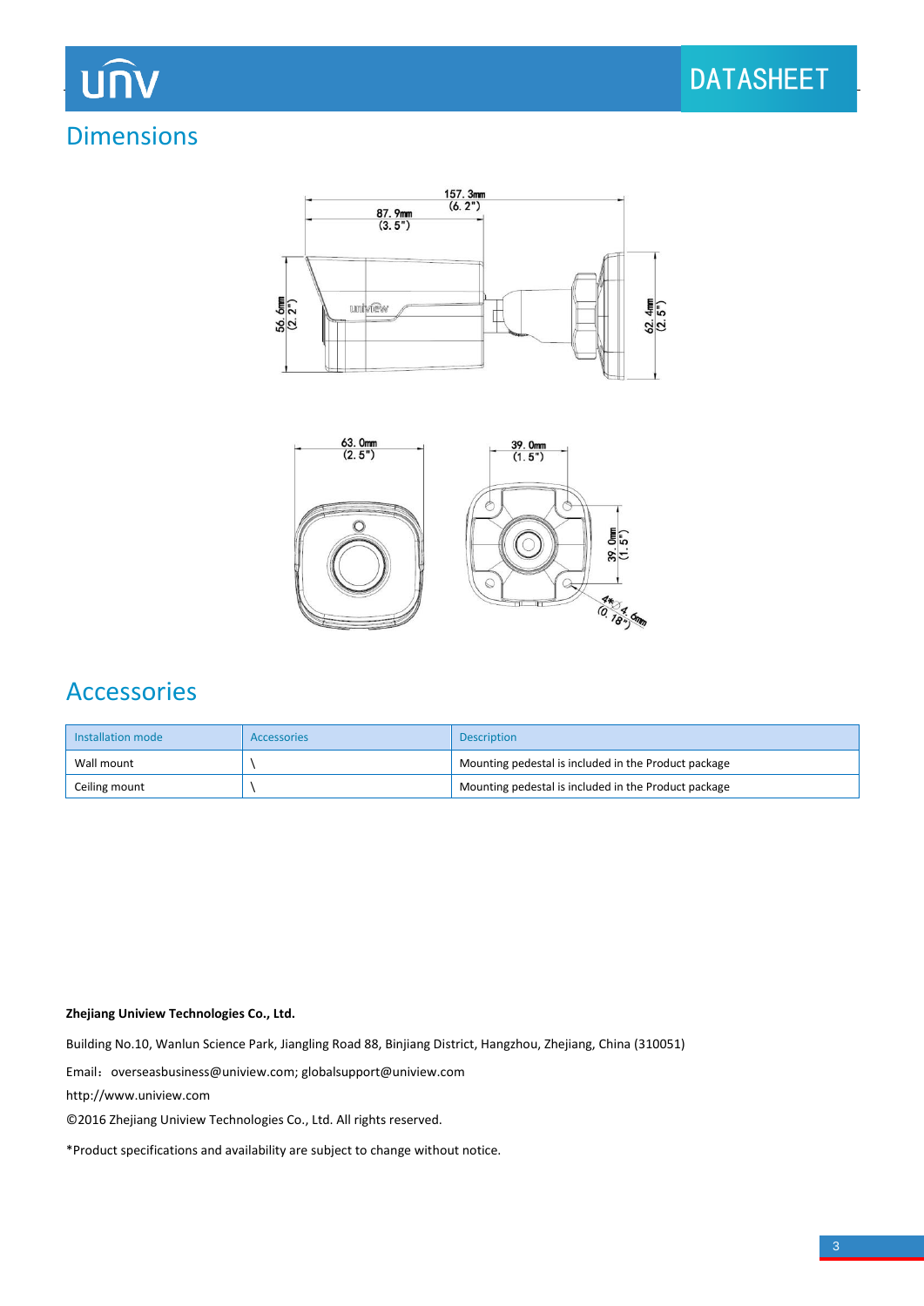## Dimensions

157.3mm
(6.2")

87.9mm
(3.5")

56.6mm
(2.2")

62.4mm
(2.5")

63.0mm
(2.5")

39.0mm
(1.5")

39.0mm
(1.5")

4*Ø4.6mm
(0.18")

## Accessories

| Installation mode | Accessories | Description |
|---|---|---|
| Wall mount | \ | Mounting pedestal is included in the Product package |
| Ceiling mount | \ | Mounting pedestal is included in the Product package |

**Zhejiang Uniview Technologies Co., Ltd.**

Building No.10, Wanlun Science Park, Jiangling Road 88, Binjiang District, Hangzhou, Zhejiang, China (310051)

Email：overseasbusiness@uniview.com; globalsupport@uniview.com

http://www.uniview.com

©2016 Zhejiang Uniview Technologies Co., Ltd. All rights reserved.

*Product specifications and availability are subject to change without notice.